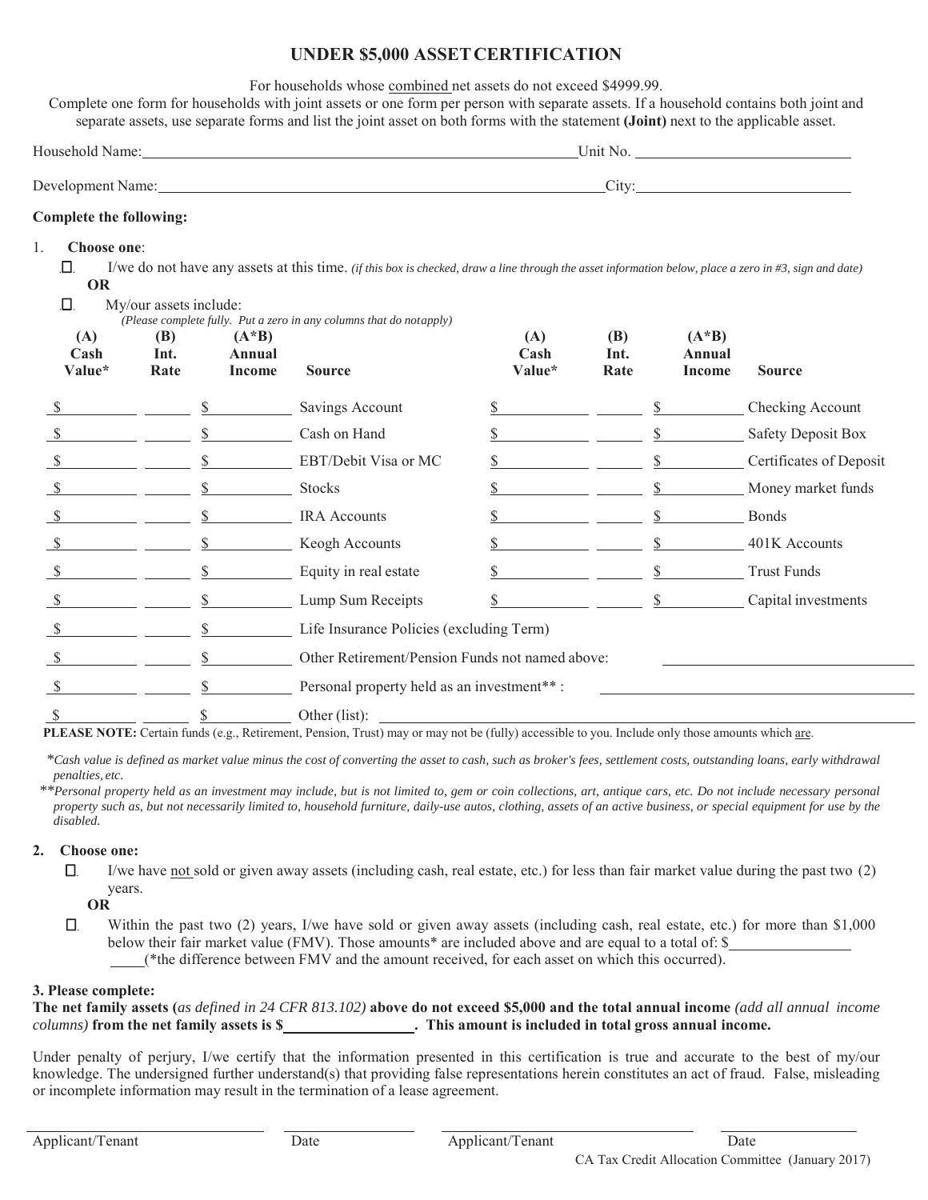# UNDER $5,000 ASSET CERTIFICATION

For households whose combined net assets do not exceed $4999.99.

Complete one form for households with joint assets or one form per person with separate assets. If a household contains both joint and separate assets, use separate forms and list the joint asset on both forms with the statement **(Joint)** next to the applicable asset.

Household Name:______________________________ Unit No. ______________

Development Name:______________________________ City:______________

**Complete the following:**

1. **Choose one**:

☐ I/we do not have any assets at this time. *(if this box is checked, draw a line through the asset information below, place a zero in #3, sign and date)*

**OR**

☐ My/our assets include:
*(Please complete fully. Put a zero in any columns that do not apply)*

| (A) Cash Value* | (B) Int. Rate | (A*B) Annual Income | Source | (A) Cash Value* | (B) Int. Rate | (A*B) Annual Income | Source |
|---|---|---|---|---|---|---|---|
| $ | | $ | Savings Account | $ | | $ | Checking Account |
| $ | | $ | Cash on Hand | $ | | $ | Safety Deposit Box |
| $ | | $ | EBT/Debit Visa or MC | $ | | $ | Certificates of Deposit |
| $ | | $ | Stocks | $ | | $ | Money market funds |
| $ | | $ | IRA Accounts | $ | | $ | Bonds |
| $ | | $ | Keogh Accounts | $ | | $ | 401K Accounts |
| $ | | $ | Equity in real estate | $ | | $ | Trust Funds |
| $ | | $ | Lump Sum Receipts | $ | | $ | Capital investments |
| $ | | $ | Life Insurance Policies (excluding Term) | | | | |
| $ | | $ | Other Retirement/Pension Funds not named above: | | | | |
| $ | | $ | Personal property held as an investment** : | | | | |
| $ | | $ | Other (list): | | | | |

**PLEASE NOTE:** Certain funds (e.g., Retirement, Pension, Trust) may or may not be (fully) accessible to you. Include only those amounts which are.

**Cash value is defined as market value minus the cost of converting the asset to cash, such as broker's fees, settlement costs, outstanding loans, early withdrawal penalties, etc.*

***Personal property held as an investment may include, but is not limited to, gem or coin collections, art, antique cars, etc. Do not include necessary personal property such as, but not necessarily limited to, household furniture, daily-use autos, clothing, assets of an active business, or special equipment for use by the disabled.*

2. **Choose one:**

☐ I/we have not sold or given away assets (including cash, real estate, etc.) for less than fair market value during the past two (2) years.

**OR**

☐ Within the past two (2) years, I/we have sold or given away assets (including cash, real estate, etc.) for more than $1,000 below their fair market value (FMV). Those amounts* are included above and are equal to a total of: $__________ (*the difference between FMV and the amount received, for each asset on which this occurred).

**3. Please complete:**

**The net family assets (***as defined in 24 CFR 813.102)* **above do not exceed $5,000 and the total annual income** *(add all annual income columns)* **from the net family assets is $__________. This amount is included in total gross annual income.**

Under penalty of perjury, I/we certify that the information presented in this certification is true and accurate to the best of my/our knowledge. The undersigned further understand(s) that providing false representations herein constitutes an act of fraud. False, misleading or incomplete information may result in the termination of a lease agreement.

Applicant/Tenant ______________ Date ______________ Applicant/Tenant ______________ Date ______________

CA Tax Credit Allocation Committee (January 2017)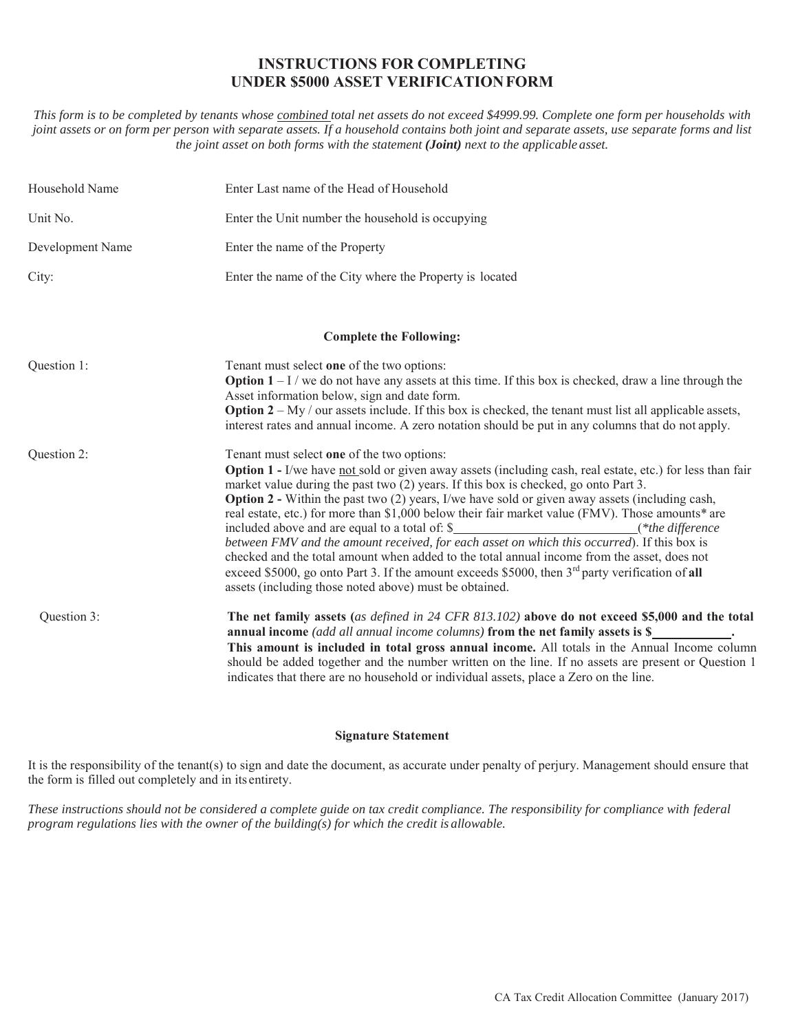# INSTRUCTIONS FOR COMPLETING UNDER $5000 ASSET VERIFICATION FORM

*This form is to be completed by tenants whose combined total net assets do not exceed $4999.99. Complete one form per households with joint assets or on form per person with separate assets. If a household contains both joint and separate assets, use separate forms and list the joint asset on both forms with the statement **(Joint)** next to the applicable asset.*

| | |
|---|---|
| Household Name | Enter Last name of the Head of Household |
| Unit No. | Enter the Unit number the household is occupying |
| Development Name | Enter the name of the Property |
| City: | Enter the name of the City where the Property is located |

### Complete the Following:

**Question 1:**

Tenant must select **one** of the two options:
**Option 1** – I / we do not have any assets at this time. If this box is checked, draw a line through the Asset information below, sign and date form.
**Option 2** – My / our assets include. If this box is checked, the tenant must list all applicable assets, interest rates and annual income. A zero notation should be put in any columns that do not apply.

**Question 2:**

Tenant must select **one** of the two options:
**Option 1 -** I/we have not sold or given away assets (including cash, real estate, etc.) for less than fair market value during the past two (2) years. If this box is checked, go onto Part 3.
**Option 2 -** Within the past two (2) years, I/we have sold or given away assets (including cash, real estate, etc.) for more than $1,000 below their fair market value (FMV). Those amounts* are included above and are equal to a total of: $\_\_\_\_\_\_\_\_\_\_\_\_\_\_\_\_\_\_\_\_ (*\*the difference between FMV and the amount received, for each asset on which this occurred*). If this box is checked and the total amount when added to the total annual income from the asset, does not exceed $5000, go onto Part 3. If the amount exceeds $5000, then 3rd party verification of **all** assets (including those noted above) must be obtained.

**Question 3:**

**The net family assets (***as defined in 24 CFR 813.102)* **above do not exceed $5,000 and the total annual income** *(add all annual income columns)* **from the net family assets is $\_\_\_\_\_\_\_\_\_\_. This amount is included in total gross annual income.** All totals in the Annual Income column should be added together and the number written on the line. If no assets are present or Question 1 indicates that there are no household or individual assets, place a Zero on the line.

### Signature Statement

It is the responsibility of the tenant(s) to sign and date the document, as accurate under penalty of perjury. Management should ensure that the form is filled out completely and in its entirety.

*These instructions should not be considered a complete guide on tax credit compliance. The responsibility for compliance with federal program regulations lies with the owner of the building(s) for which the credit is allowable.*

CA Tax Credit Allocation Committee (January 2017)